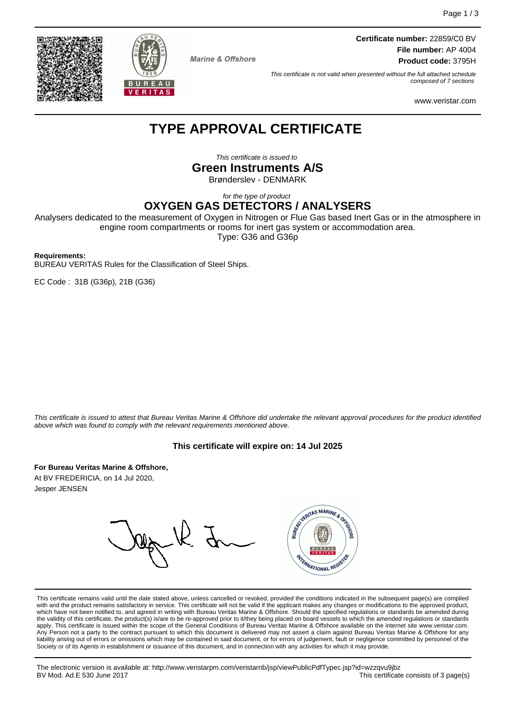**Certificate number:** 22859/C0 BV
**File number:** AP 4004
**Product code:** 3795H

Marine & Offshore

*This certificate is not valid when presented without the full attached schedule composed of 7 sections*

www.veristar.com

# TYPE APPROVAL CERTIFICATE

*This certificate is issued to*

**Green Instruments A/S**

Brønderslev - DENMARK

*for the type of product*

## OXYGEN GAS DETECTORS / ANALYSERS

Analysers dedicated to the measurement of Oxygen in Nitrogen or Flue Gas based Inert Gas or in the atmosphere in engine room compartments or rooms for inert gas system or accommodation area.
Type: G36 and G36p

**Requirements:**
BUREAU VERITAS Rules for the Classification of Steel Ships.

EC Code : 31B (G36p), 21B (G36)

*This certificate is issued to attest that Bureau Veritas Marine & Offshore did undertake the relevant approval procedures for the product identified above which was found to comply with the relevant requirements mentioned above.*

**This certificate will expire on: 14 Jul 2025**

**For Bureau Veritas Marine & Offshore,**
At BV FREDERICIA, on 14 Jul 2020,
Jesper JENSEN

This certificate remains valid until the date stated above, unless cancelled or revoked, provided the conditions indicated in the subsequent page(s) are complied with and the product remains satisfactory in service. This certificate will not be valid if the applicant makes any changes or modifications to the approved product, which have not been notified to, and agreed in writing with Bureau Veritas Marine & Offshore. Should the specified regulations or standards be amended during the validity of this certificate, the product(s) is/are to be re-approved prior to it/they being placed on board vessels to which the amended regulations or standards apply. This certificate is issued within the scope of the General Conditions of Bureau Veritas Marine & Offshore available on the internet site www.veristar.com. Any Person not a party to the contract pursuant to which this document is delivered may not assert a claim against Bureau Veritas Marine & Offshore for any liability arising out of errors or omissions which may be contained in said document, or for errors of judgement, fault or negligence committed by personnel of the Society or of its Agents in establishment or issuance of this document, and in connection with any activities for which it may provide.

The electronic version is available at: http://www.veristarpm.com/veristarnb/jsp/viewPublicPdfTypec.jsp?id=wzzqvu9jbz
BV Mod. Ad.E 530 June 2017
This certificate consists of 3 page(s)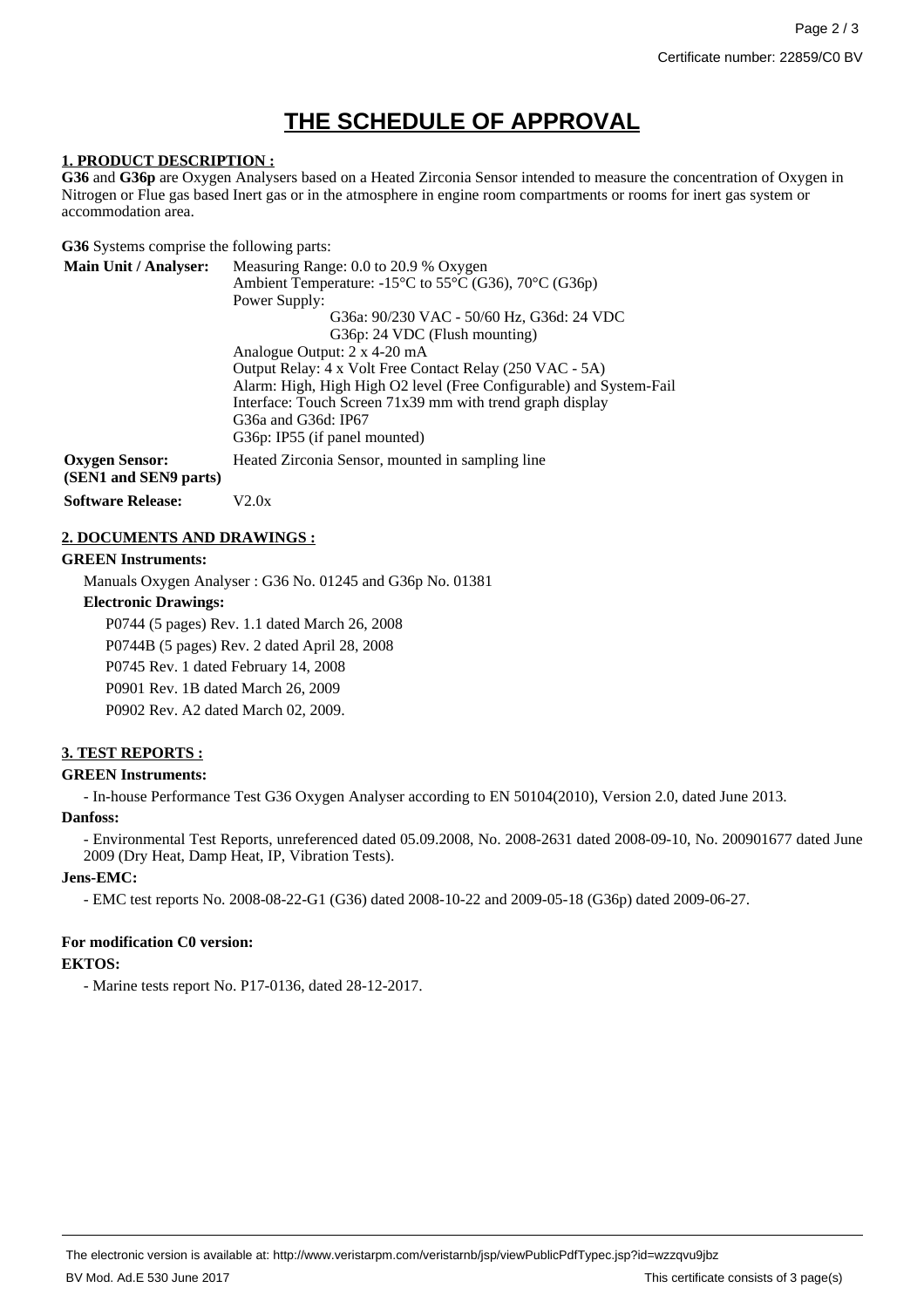# THE SCHEDULE OF APPROVAL

**1. PRODUCT DESCRIPTION :**

**G36** and **G36p** are Oxygen Analysers based on a Heated Zirconia Sensor intended to measure the concentration of Oxygen in Nitrogen or Flue gas based Inert gas or in the atmosphere in engine room compartments or rooms for inert gas system or accommodation area.

**G36** Systems comprise the following parts:

| | |
|---|---|
| **Main Unit / Analyser:** | Measuring Range: 0.0 to 20.9 % Oxygen<br>Ambient Temperature: -15°C to 55°C (G36), 70°C (G36p)<br>Power Supply:<br>G36a: 90/230 VAC - 50/60 Hz, G36d: 24 VDC<br>G36p: 24 VDC (Flush mounting)<br>Analogue Output: 2 x 4-20 mA<br>Output Relay: 4 x Volt Free Contact Relay (250 VAC - 5A)<br>Alarm: High, High High O2 level (Free Configurable) and System-Fail<br>Interface: Touch Screen 71x39 mm with trend graph display<br>G36a and G36d: IP67<br>G36p: IP55 (if panel mounted) |
| **Oxygen Sensor: (SEN1 and SEN9 parts)** | Heated Zirconia Sensor, mounted in sampling line |
| **Software Release:** | V2.0x |

**2. DOCUMENTS AND DRAWINGS :**

**GREEN Instruments:**

Manuals Oxygen Analyser : G36 No. 01245 and G36p No. 01381

**Electronic Drawings:**

P0744 (5 pages) Rev. 1.1 dated March 26, 2008

P0744B (5 pages) Rev. 2 dated April 28, 2008

P0745 Rev. 1 dated February 14, 2008

P0901 Rev. 1B dated March 26, 2009

P0902 Rev. A2 dated March 02, 2009.

**3. TEST REPORTS :**

**GREEN Instruments:**

- In-house Performance Test G36 Oxygen Analyser according to EN 50104(2010), Version 2.0, dated June 2013.

**Danfoss:**

- Environmental Test Reports, unreferenced dated 05.09.2008, No. 2008-2631 dated 2008-09-10, No. 200901677 dated June 2009 (Dry Heat, Damp Heat, IP, Vibration Tests).

**Jens-EMC:**

- EMC test reports No. 2008-08-22-G1 (G36) dated 2008-10-22 and 2009-05-18 (G36p) dated 2009-06-27.

**For modification C0 version:**

**EKTOS:**

- Marine tests report No. P17-0136, dated 28-12-2017.

The electronic version is available at: http://www.veristarpm.com/veristarnb/jsp/viewPublicPdfTypec.jsp?id=wzzqvu9jbz

BV Mod. Ad.E 530 June 2017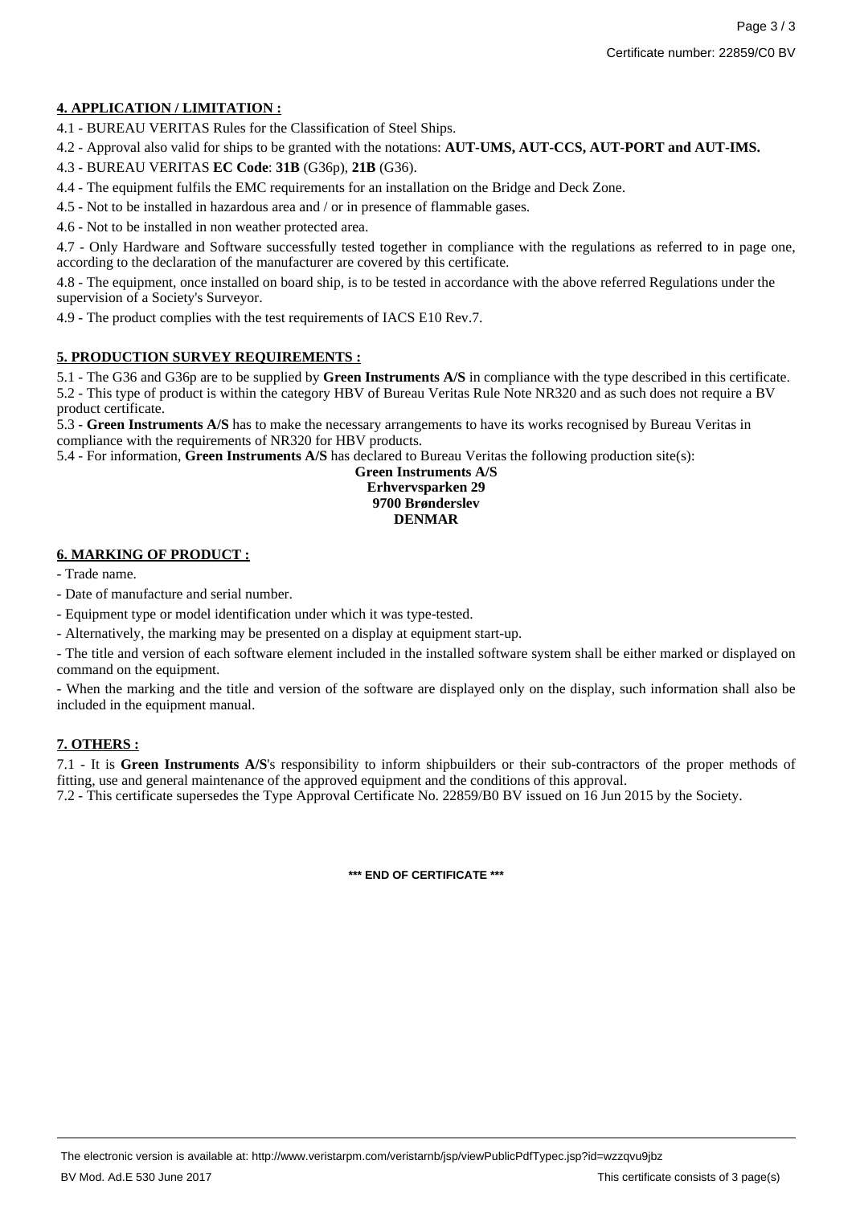## 4. APPLICATION / LIMITATION :

4.1 - BUREAU VERITAS Rules for the Classification of Steel Ships.

4.2 - Approval also valid for ships to be granted with the notations: **AUT-UMS, AUT-CCS, AUT-PORT and AUT-IMS.**

4.3 - BUREAU VERITAS **EC Code**: **31B** (G36p), **21B** (G36).

4.4 - The equipment fulfils the EMC requirements for an installation on the Bridge and Deck Zone.

4.5 - Not to be installed in hazardous area and / or in presence of flammable gases.

4.6 - Not to be installed in non weather protected area.

4.7 - Only Hardware and Software successfully tested together in compliance with the regulations as referred to in page one, according to the declaration of the manufacturer are covered by this certificate.

4.8 - The equipment, once installed on board ship, is to be tested in accordance with the above referred Regulations under the supervision of a Society's Surveyor.

4.9 - The product complies with the test requirements of IACS E10 Rev.7.

## 5. PRODUCTION SURVEY REQUIREMENTS :

5.1 - The G36 and G36p are to be supplied by **Green Instruments A/S** in compliance with the type described in this certificate.

5.2 - This type of product is within the category HBV of Bureau Veritas Rule Note NR320 and as such does not require a BV product certificate.

5.3 - **Green Instruments A/S** has to make the necessary arrangements to have its works recognised by Bureau Veritas in compliance with the requirements of NR320 for HBV products.

5.4 - For information, **Green Instruments A/S** has declared to Bureau Veritas the following production site(s):

**Green Instruments A/S**
**Erhvervsparken 29**
**9700 Brønderslev**
**DENMAR**

## 6. MARKING OF PRODUCT :

- Trade name.
- Date of manufacture and serial number.
- Equipment type or model identification under which it was type-tested.
- Alternatively, the marking may be presented on a display at equipment start-up.
- The title and version of each software element included in the installed software system shall be either marked or displayed on command on the equipment.
- When the marking and the title and version of the software are displayed only on the display, such information shall also be included in the equipment manual.

## 7. OTHERS :

7.1 - It is **Green Instruments A/S**'s responsibility to inform shipbuilders or their sub-contractors of the proper methods of fitting, use and general maintenance of the approved equipment and the conditions of this approval.

7.2 - This certificate supersedes the Type Approval Certificate No. 22859/B0 BV issued on 16 Jun 2015 by the Society.

**\*\*\* END OF CERTIFICATE \*\*\***

The electronic version is available at: http://www.veristarpm.com/veristarnb/jsp/viewPublicPdfTypec.jsp?id=wzzqvu9jbz

BV Mod. Ad.E 530 June 2017

This certificate consists of 3 page(s)